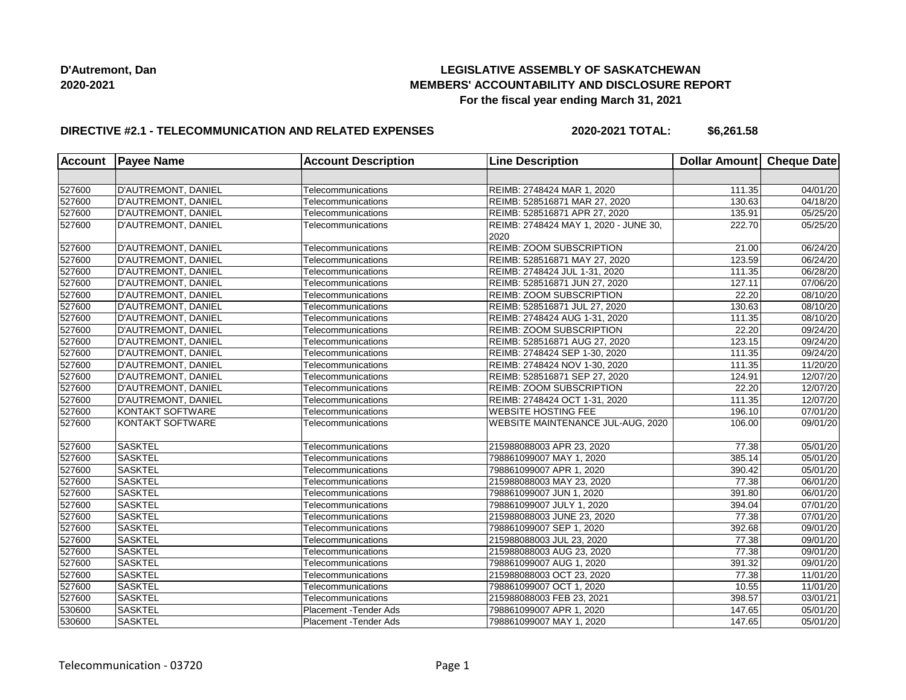**D'Autremont, Dan**
**2020-2021**

**LEGISLATIVE ASSEMBLY OF SASKATCHEWAN**
**MEMBERS' ACCOUNTABILITY AND DISCLOSURE REPORT**
**For the fiscal year ending March 31, 2021**

**DIRECTIVE #2.1 - TELECOMMUNICATION AND RELATED EXPENSES** **2020-2021 TOTAL: $6,261.58**

| Account | Payee Name | Account Description | Line Description | Dollar Amount | Cheque Date |
|---|---|---|---|---|---|
| | | | | | |
| 527600 | D'AUTREMONT, DANIEL | Telecommunications | REIMB: 2748424 MAR 1, 2020 | 111.35 | 04/01/20 |
| 527600 | D'AUTREMONT, DANIEL | Telecommunications | REIMB: 528516871 MAR 27, 2020 | 130.63 | 04/18/20 |
| 527600 | D'AUTREMONT, DANIEL | Telecommunications | REIMB: 528516871 APR 27, 2020 | 135.91 | 05/25/20 |
| 527600 | D'AUTREMONT, DANIEL | Telecommunications | REIMB: 2748424 MAY 1, 2020 - JUNE 30, 2020 | 222.70 | 05/25/20 |
| 527600 | D'AUTREMONT, DANIEL | Telecommunications | REIMB: ZOOM SUBSCRIPTION | 21.00 | 06/24/20 |
| 527600 | D'AUTREMONT, DANIEL | Telecommunications | REIMB: 528516871 MAY 27, 2020 | 123.59 | 06/24/20 |
| 527600 | D'AUTREMONT, DANIEL | Telecommunications | REIMB: 2748424 JUL 1-31, 2020 | 111.35 | 06/28/20 |
| 527600 | D'AUTREMONT, DANIEL | Telecommunications | REIMB: 528516871 JUN 27, 2020 | 127.11 | 07/06/20 |
| 527600 | D'AUTREMONT, DANIEL | Telecommunications | REIMB: ZOOM SUBSCRIPTION | 22.20 | 08/10/20 |
| 527600 | D'AUTREMONT, DANIEL | Telecommunications | REIMB: 528516871 JUL 27, 2020 | 130.63 | 08/10/20 |
| 527600 | D'AUTREMONT, DANIEL | Telecommunications | REIMB: 2748424 AUG 1-31, 2020 | 111.35 | 08/10/20 |
| 527600 | D'AUTREMONT, DANIEL | Telecommunications | REIMB: ZOOM SUBSCRIPTION | 22.20 | 09/24/20 |
| 527600 | D'AUTREMONT, DANIEL | Telecommunications | REIMB: 528516871 AUG 27, 2020 | 123.15 | 09/24/20 |
| 527600 | D'AUTREMONT, DANIEL | Telecommunications | REIMB: 2748424 SEP 1-30, 2020 | 111.35 | 09/24/20 |
| 527600 | D'AUTREMONT, DANIEL | Telecommunications | REIMB: 2748424 NOV 1-30, 2020 | 111.35 | 11/20/20 |
| 527600 | D'AUTREMONT, DANIEL | Telecommunications | REIMB: 528516871 SEP 27, 2020 | 124.91 | 12/07/20 |
| 527600 | D'AUTREMONT, DANIEL | Telecommunications | REIMB: ZOOM SUBSCRIPTION | 22.20 | 12/07/20 |
| 527600 | D'AUTREMONT, DANIEL | Telecommunications | REIMB: 2748424 OCT 1-31, 2020 | 111.35 | 12/07/20 |
| 527600 | KONTAKT SOFTWARE | Telecommunications | WEBSITE HOSTING FEE | 196.10 | 07/01/20 |
| 527600 | KONTAKT SOFTWARE | Telecommunications | WEBSITE MAINTENANCE JUL-AUG, 2020 | 106.00 | 09/01/20 |
| 527600 | SASKTEL | Telecommunications | 215988088003 APR 23, 2020 | 77.38 | 05/01/20 |
| 527600 | SASKTEL | Telecommunications | 798861099007 MAY 1, 2020 | 385.14 | 05/01/20 |
| 527600 | SASKTEL | Telecommunications | 798861099007 APR 1, 2020 | 390.42 | 05/01/20 |
| 527600 | SASKTEL | Telecommunications | 215988088003 MAY 23, 2020 | 77.38 | 06/01/20 |
| 527600 | SASKTEL | Telecommunications | 798861099007 JUN 1, 2020 | 391.80 | 06/01/20 |
| 527600 | SASKTEL | Telecommunications | 798861099007 JULY 1, 2020 | 394.04 | 07/01/20 |
| 527600 | SASKTEL | Telecommunications | 215988088003 JUNE 23, 2020 | 77.38 | 07/01/20 |
| 527600 | SASKTEL | Telecommunications | 798861099007 SEP 1, 2020 | 392.68 | 09/01/20 |
| 527600 | SASKTEL | Telecommunications | 215988088003 JUL 23, 2020 | 77.38 | 09/01/20 |
| 527600 | SASKTEL | Telecommunications | 215988088003 AUG 23, 2020 | 77.38 | 09/01/20 |
| 527600 | SASKTEL | Telecommunications | 798861099007 AUG 1, 2020 | 391.32 | 09/01/20 |
| 527600 | SASKTEL | Telecommunications | 215988088003 OCT 23, 2020 | 77.38 | 11/01/20 |
| 527600 | SASKTEL | Telecommunications | 798861099007 OCT 1, 2020 | 10.55 | 11/01/20 |
| 527600 | SASKTEL | Telecommunications | 215988088003 FEB 23, 2021 | 398.57 | 03/01/21 |
| 530600 | SASKTEL | Placement -Tender Ads | 798861099007 APR 1, 2020 | 147.65 | 05/01/20 |
| 530600 | SASKTEL | Placement -Tender Ads | 798861099007 MAY 1, 2020 | 147.65 | 05/01/20 |

Telecommunication - 03720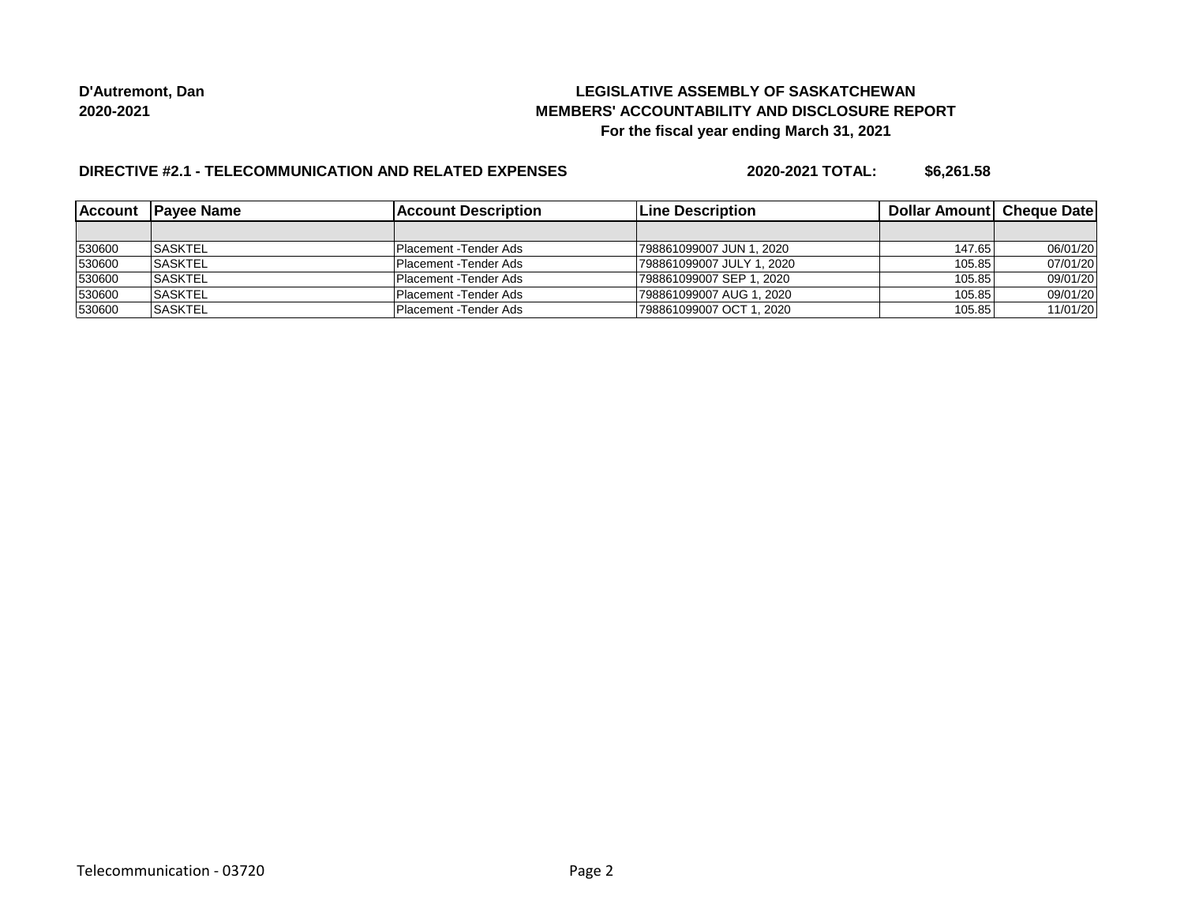**D'Autremont, Dan**
**2020-2021**

**LEGISLATIVE ASSEMBLY OF SASKATCHEWAN**
**MEMBERS' ACCOUNTABILITY AND DISCLOSURE REPORT**
**For the fiscal year ending March 31, 2021**

**DIRECTIVE #2.1 - TELECOMMUNICATION AND RELATED EXPENSES** **2020-2021 TOTAL: $6,261.58**

| Account | Payee Name | Account Description | Line Description | Dollar Amount | Cheque Date |
|---|---|---|---|---|---|
| | | | | | |
| 530600 | SASKTEL | Placement -Tender Ads | 798861099007 JUN 1, 2020 | 147.65 | 06/01/20 |
| 530600 | SASKTEL | Placement -Tender Ads | 798861099007 JULY 1, 2020 | 105.85 | 07/01/20 |
| 530600 | SASKTEL | Placement -Tender Ads | 798861099007 SEP 1, 2020 | 105.85 | 09/01/20 |
| 530600 | SASKTEL | Placement -Tender Ads | 798861099007 AUG 1, 2020 | 105.85 | 09/01/20 |
| 530600 | SASKTEL | Placement -Tender Ads | 798861099007 OCT 1, 2020 | 105.85 | 11/01/20 |

Telecommunication - 03720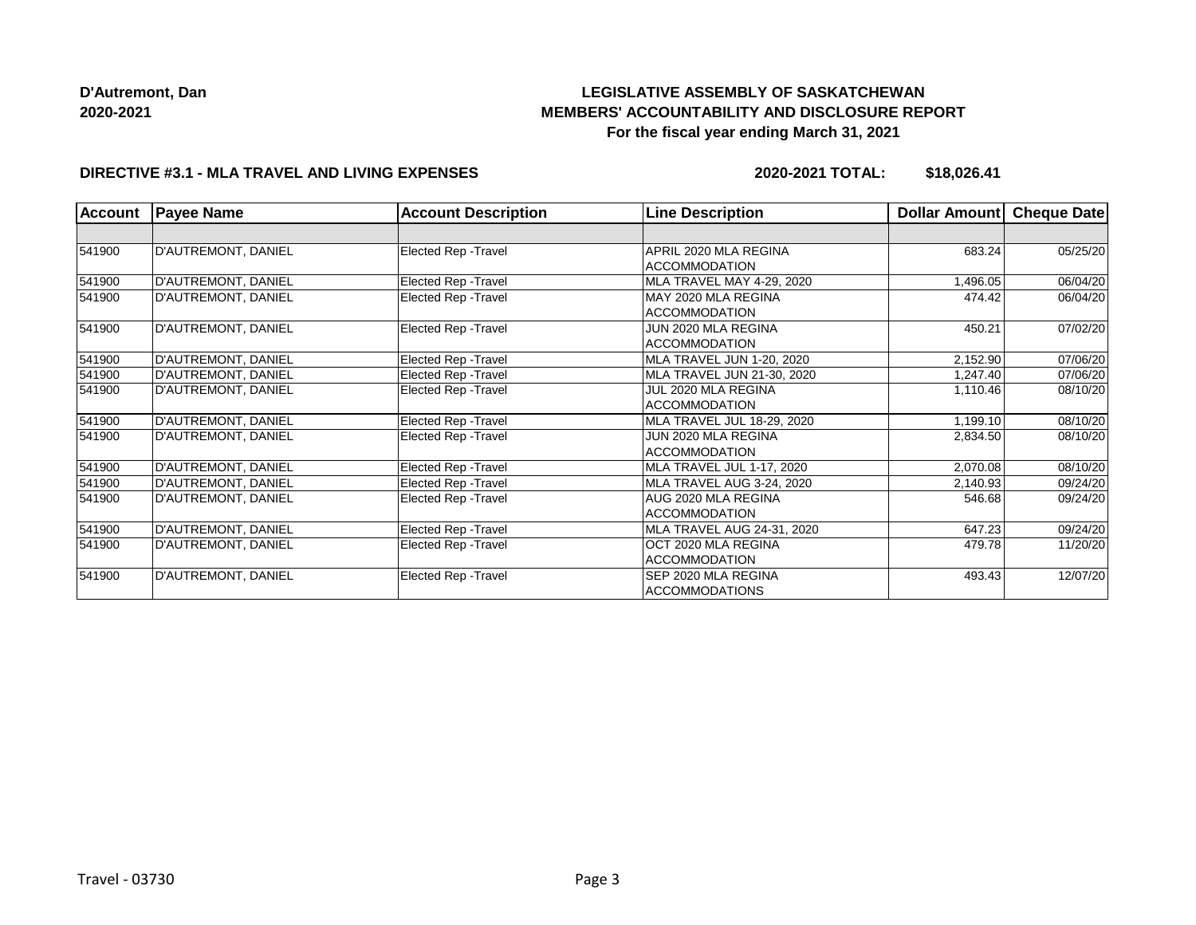**D'Autremont, Dan**
**2020-2021**

**LEGISLATIVE ASSEMBLY OF SASKATCHEWAN**
**MEMBERS' ACCOUNTABILITY AND DISCLOSURE REPORT**
**For the fiscal year ending March 31, 2021**

**DIRECTIVE #3.1 - MLA TRAVEL AND LIVING EXPENSES** **2020-2021 TOTAL: $18,026.41**

| Account | Payee Name | Account Description | Line Description | Dollar Amount | Cheque Date |
|---|---|---|---|---|---|
| | | | | | |
| 541900 | D'AUTREMONT, DANIEL | Elected Rep -Travel | APRIL 2020 MLA REGINA ACCOMMODATION | 683.24 | 05/25/20 |
| 541900 | D'AUTREMONT, DANIEL | Elected Rep -Travel | MLA TRAVEL MAY 4-29, 2020 | 1,496.05 | 06/04/20 |
| 541900 | D'AUTREMONT, DANIEL | Elected Rep -Travel | MAY 2020 MLA REGINA ACCOMMODATION | 474.42 | 06/04/20 |
| 541900 | D'AUTREMONT, DANIEL | Elected Rep -Travel | JUN 2020 MLA REGINA ACCOMMODATION | 450.21 | 07/02/20 |
| 541900 | D'AUTREMONT, DANIEL | Elected Rep -Travel | MLA TRAVEL JUN 1-20, 2020 | 2,152.90 | 07/06/20 |
| 541900 | D'AUTREMONT, DANIEL | Elected Rep -Travel | MLA TRAVEL JUN 21-30, 2020 | 1,247.40 | 07/06/20 |
| 541900 | D'AUTREMONT, DANIEL | Elected Rep -Travel | JUL 2020 MLA REGINA ACCOMMODATION | 1,110.46 | 08/10/20 |
| 541900 | D'AUTREMONT, DANIEL | Elected Rep -Travel | MLA TRAVEL JUL 18-29, 2020 | 1,199.10 | 08/10/20 |
| 541900 | D'AUTREMONT, DANIEL | Elected Rep -Travel | JUN 2020 MLA REGINA ACCOMMODATION | 2,834.50 | 08/10/20 |
| 541900 | D'AUTREMONT, DANIEL | Elected Rep -Travel | MLA TRAVEL JUL 1-17, 2020 | 2,070.08 | 08/10/20 |
| 541900 | D'AUTREMONT, DANIEL | Elected Rep -Travel | MLA TRAVEL AUG 3-24, 2020 | 2,140.93 | 09/24/20 |
| 541900 | D'AUTREMONT, DANIEL | Elected Rep -Travel | AUG 2020 MLA REGINA ACCOMMODATION | 546.68 | 09/24/20 |
| 541900 | D'AUTREMONT, DANIEL | Elected Rep -Travel | MLA TRAVEL AUG 24-31, 2020 | 647.23 | 09/24/20 |
| 541900 | D'AUTREMONT, DANIEL | Elected Rep -Travel | OCT 2020 MLA REGINA ACCOMMODATION | 479.78 | 11/20/20 |
| 541900 | D'AUTREMONT, DANIEL | Elected Rep -Travel | SEP 2020 MLA REGINA ACCOMMODATIONS | 493.43 | 12/07/20 |

Travel - 03730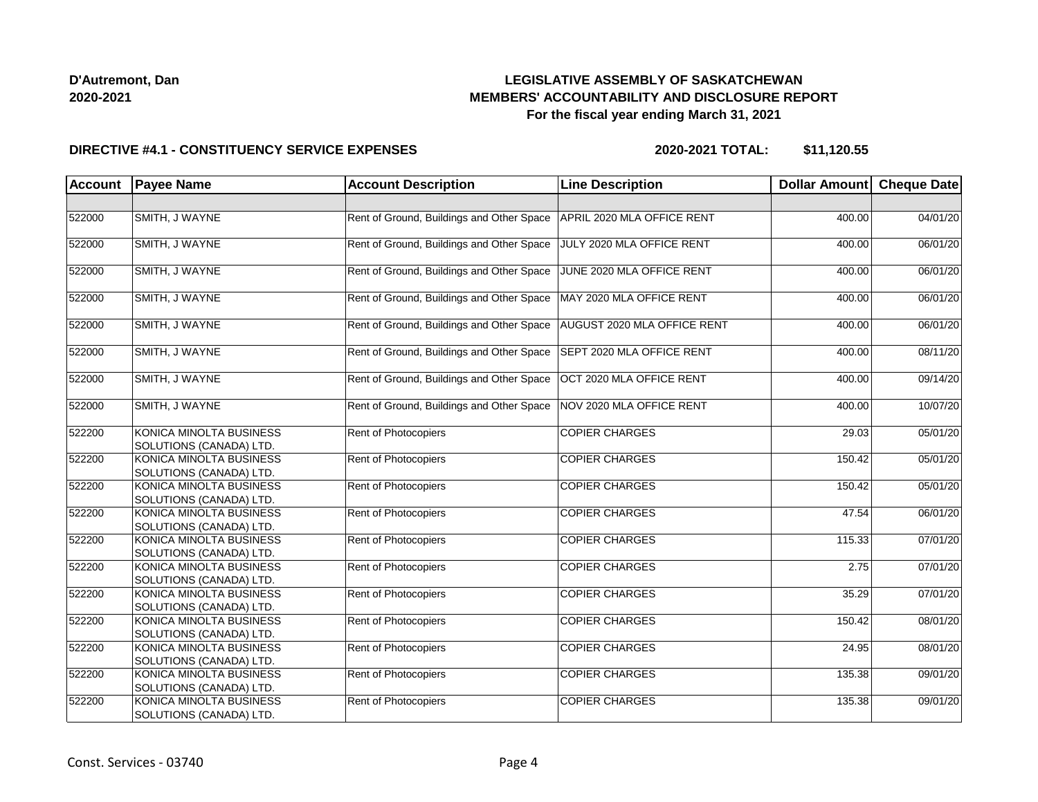**D'Autremont, Dan**
**2020-2021**

# LEGISLATIVE ASSEMBLY OF SASKATCHEWAN
## MEMBERS' ACCOUNTABILITY AND DISCLOSURE REPORT
### For the fiscal year ending March 31, 2021

**DIRECTIVE #4.1 - CONSTITUENCY SERVICE EXPENSES** **2020-2021 TOTAL: $11,120.55**

| Account | Payee Name | Account Description | Line Description | Dollar Amount | Cheque Date |
|---|---|---|---|---|---|
| | | | | | |
| 522000 | SMITH, J WAYNE | Rent of Ground, Buildings and Other Space | APRIL 2020 MLA OFFICE RENT | 400.00 | 04/01/20 |
| 522000 | SMITH, J WAYNE | Rent of Ground, Buildings and Other Space | JULY 2020 MLA OFFICE RENT | 400.00 | 06/01/20 |
| 522000 | SMITH, J WAYNE | Rent of Ground, Buildings and Other Space | JUNE 2020 MLA OFFICE RENT | 400.00 | 06/01/20 |
| 522000 | SMITH, J WAYNE | Rent of Ground, Buildings and Other Space | MAY 2020 MLA OFFICE RENT | 400.00 | 06/01/20 |
| 522000 | SMITH, J WAYNE | Rent of Ground, Buildings and Other Space | AUGUST 2020 MLA OFFICE RENT | 400.00 | 06/01/20 |
| 522000 | SMITH, J WAYNE | Rent of Ground, Buildings and Other Space | SEPT 2020 MLA OFFICE RENT | 400.00 | 08/11/20 |
| 522000 | SMITH, J WAYNE | Rent of Ground, Buildings and Other Space | OCT 2020 MLA OFFICE RENT | 400.00 | 09/14/20 |
| 522000 | SMITH, J WAYNE | Rent of Ground, Buildings and Other Space | NOV 2020 MLA OFFICE RENT | 400.00 | 10/07/20 |
| 522200 | KONICA MINOLTA BUSINESS SOLUTIONS (CANADA) LTD. | Rent of Photocopiers | COPIER CHARGES | 29.03 | 05/01/20 |
| 522200 | KONICA MINOLTA BUSINESS SOLUTIONS (CANADA) LTD. | Rent of Photocopiers | COPIER CHARGES | 150.42 | 05/01/20 |
| 522200 | KONICA MINOLTA BUSINESS SOLUTIONS (CANADA) LTD. | Rent of Photocopiers | COPIER CHARGES | 150.42 | 05/01/20 |
| 522200 | KONICA MINOLTA BUSINESS SOLUTIONS (CANADA) LTD. | Rent of Photocopiers | COPIER CHARGES | 47.54 | 06/01/20 |
| 522200 | KONICA MINOLTA BUSINESS SOLUTIONS (CANADA) LTD. | Rent of Photocopiers | COPIER CHARGES | 115.33 | 07/01/20 |
| 522200 | KONICA MINOLTA BUSINESS SOLUTIONS (CANADA) LTD. | Rent of Photocopiers | COPIER CHARGES | 2.75 | 07/01/20 |
| 522200 | KONICA MINOLTA BUSINESS SOLUTIONS (CANADA) LTD. | Rent of Photocopiers | COPIER CHARGES | 35.29 | 07/01/20 |
| 522200 | KONICA MINOLTA BUSINESS SOLUTIONS (CANADA) LTD. | Rent of Photocopiers | COPIER CHARGES | 150.42 | 08/01/20 |
| 522200 | KONICA MINOLTA BUSINESS SOLUTIONS (CANADA) LTD. | Rent of Photocopiers | COPIER CHARGES | 24.95 | 08/01/20 |
| 522200 | KONICA MINOLTA BUSINESS SOLUTIONS (CANADA) LTD. | Rent of Photocopiers | COPIER CHARGES | 135.38 | 09/01/20 |
| 522200 | KONICA MINOLTA BUSINESS SOLUTIONS (CANADA) LTD. | Rent of Photocopiers | COPIER CHARGES | 135.38 | 09/01/20 |

Const. Services - 03740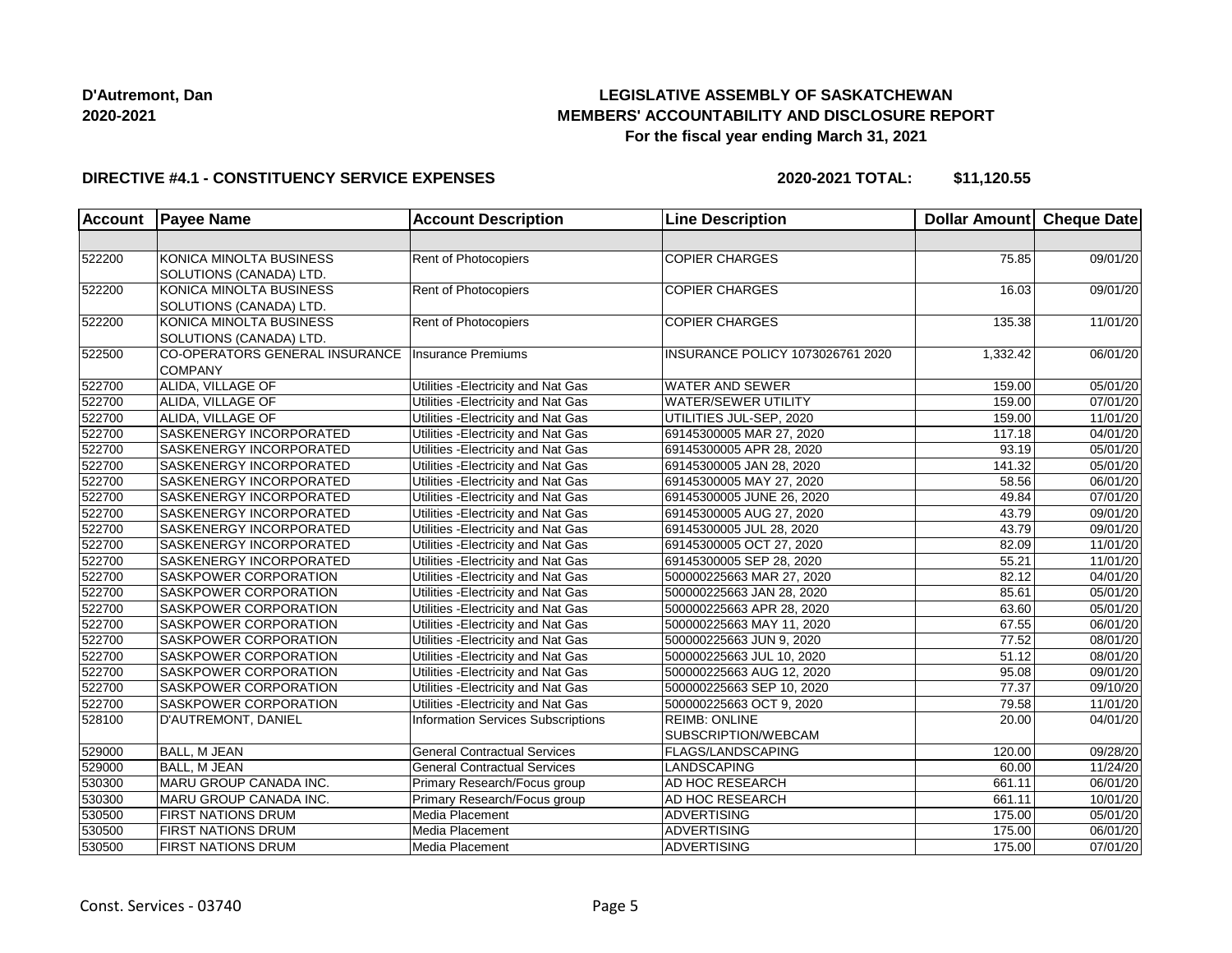**D'Autremont, Dan**
**2020-2021**

## LEGISLATIVE ASSEMBLY OF SASKATCHEWAN
## MEMBERS' ACCOUNTABILITY AND DISCLOSURE REPORT
### For the fiscal year ending March 31, 2021

**DIRECTIVE #4.1 - CONSTITUENCY SERVICE EXPENSES** **2020-2021 TOTAL: $11,120.55**

| Account | Payee Name | Account Description | Line Description | Dollar Amount | Cheque Date |
|---|---|---|---|---|---|
| | | | | | |
| 522200 | KONICA MINOLTA BUSINESS SOLUTIONS (CANADA) LTD. | Rent of Photocopiers | COPIER CHARGES | 75.85 | 09/01/20 |
| 522200 | KONICA MINOLTA BUSINESS SOLUTIONS (CANADA) LTD. | Rent of Photocopiers | COPIER CHARGES | 16.03 | 09/01/20 |
| 522200 | KONICA MINOLTA BUSINESS SOLUTIONS (CANADA) LTD. | Rent of Photocopiers | COPIER CHARGES | 135.38 | 11/01/20 |
| 522500 | CO-OPERATORS GENERAL INSURANCE COMPANY | Insurance Premiums | INSURANCE POLICY 1073026761 2020 | 1,332.42 | 06/01/20 |
| 522700 | ALIDA, VILLAGE OF | Utilities -Electricity and Nat Gas | WATER AND SEWER | 159.00 | 05/01/20 |
| 522700 | ALIDA, VILLAGE OF | Utilities -Electricity and Nat Gas | WATER/SEWER UTILITY | 159.00 | 07/01/20 |
| 522700 | ALIDA, VILLAGE OF | Utilities -Electricity and Nat Gas | UTILITIES JUL-SEP, 2020 | 159.00 | 11/01/20 |
| 522700 | SASKENERGY INCORPORATED | Utilities -Electricity and Nat Gas | 69145300005 MAR 27, 2020 | 117.18 | 04/01/20 |
| 522700 | SASKENERGY INCORPORATED | Utilities -Electricity and Nat Gas | 69145300005 APR 28, 2020 | 93.19 | 05/01/20 |
| 522700 | SASKENERGY INCORPORATED | Utilities -Electricity and Nat Gas | 69145300005 JAN 28, 2020 | 141.32 | 05/01/20 |
| 522700 | SASKENERGY INCORPORATED | Utilities -Electricity and Nat Gas | 69145300005 MAY 27, 2020 | 58.56 | 06/01/20 |
| 522700 | SASKENERGY INCORPORATED | Utilities -Electricity and Nat Gas | 69145300005 JUNE 26, 2020 | 49.84 | 07/01/20 |
| 522700 | SASKENERGY INCORPORATED | Utilities -Electricity and Nat Gas | 69145300005 AUG 27, 2020 | 43.79 | 09/01/20 |
| 522700 | SASKENERGY INCORPORATED | Utilities -Electricity and Nat Gas | 69145300005 JUL 28, 2020 | 43.79 | 09/01/20 |
| 522700 | SASKENERGY INCORPORATED | Utilities -Electricity and Nat Gas | 69145300005 OCT 27, 2020 | 82.09 | 11/01/20 |
| 522700 | SASKENERGY INCORPORATED | Utilities -Electricity and Nat Gas | 69145300005 SEP 28, 2020 | 55.21 | 11/01/20 |
| 522700 | SASKPOWER CORPORATION | Utilities -Electricity and Nat Gas | 500000225663 MAR 27, 2020 | 82.12 | 04/01/20 |
| 522700 | SASKPOWER CORPORATION | Utilities -Electricity and Nat Gas | 500000225663 JAN 28, 2020 | 85.61 | 05/01/20 |
| 522700 | SASKPOWER CORPORATION | Utilities -Electricity and Nat Gas | 500000225663 APR 28, 2020 | 63.60 | 05/01/20 |
| 522700 | SASKPOWER CORPORATION | Utilities -Electricity and Nat Gas | 500000225663 MAY 11, 2020 | 67.55 | 06/01/20 |
| 522700 | SASKPOWER CORPORATION | Utilities -Electricity and Nat Gas | 500000225663 JUN 9, 2020 | 77.52 | 08/01/20 |
| 522700 | SASKPOWER CORPORATION | Utilities -Electricity and Nat Gas | 500000225663 JUL 10, 2020 | 51.12 | 08/01/20 |
| 522700 | SASKPOWER CORPORATION | Utilities -Electricity and Nat Gas | 500000225663 AUG 12, 2020 | 95.08 | 09/01/20 |
| 522700 | SASKPOWER CORPORATION | Utilities -Electricity and Nat Gas | 500000225663 SEP 10, 2020 | 77.37 | 09/10/20 |
| 522700 | SASKPOWER CORPORATION | Utilities -Electricity and Nat Gas | 500000225663 OCT 9, 2020 | 79.58 | 11/01/20 |
| 528100 | D'AUTREMONT, DANIEL | Information Services Subscriptions | REIMB: ONLINE SUBSCRIPTION/WEBCAM | 20.00 | 04/01/20 |
| 529000 | BALL, M JEAN | General Contractual Services | FLAGS/LANDSCAPING | 120.00 | 09/28/20 |
| 529000 | BALL, M JEAN | General Contractual Services | LANDSCAPING | 60.00 | 11/24/20 |
| 530300 | MARU GROUP CANADA INC. | Primary Research/Focus group | AD HOC RESEARCH | 661.11 | 06/01/20 |
| 530300 | MARU GROUP CANADA INC. | Primary Research/Focus group | AD HOC RESEARCH | 661.11 | 10/01/20 |
| 530500 | FIRST NATIONS DRUM | Media Placement | ADVERTISING | 175.00 | 05/01/20 |
| 530500 | FIRST NATIONS DRUM | Media Placement | ADVERTISING | 175.00 | 06/01/20 |
| 530500 | FIRST NATIONS DRUM | Media Placement | ADVERTISING | 175.00 | 07/01/20 |

Const. Services - 03740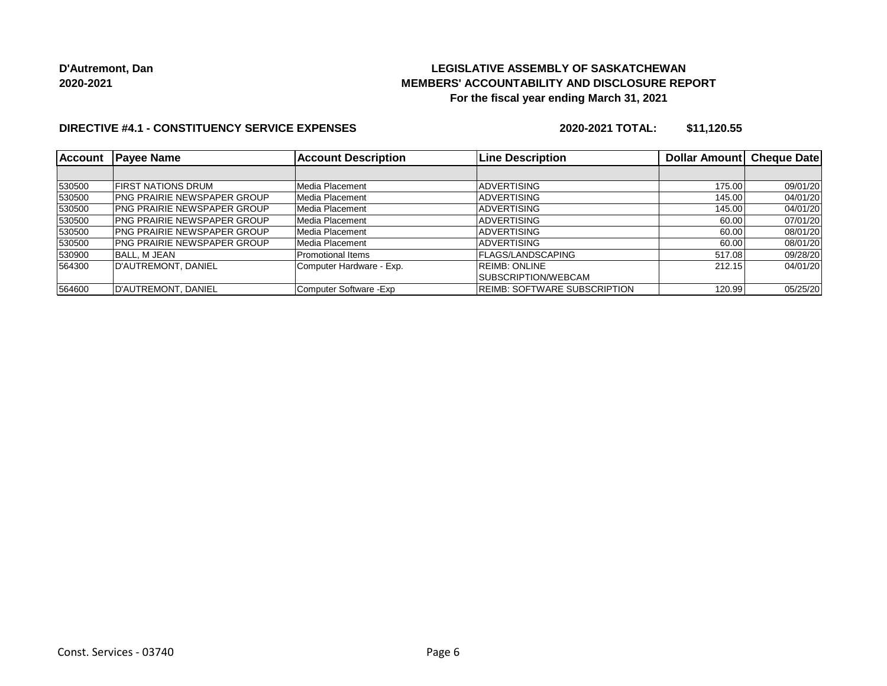**D'Autremont, Dan**
**2020-2021**

**LEGISLATIVE ASSEMBLY OF SASKATCHEWAN**
**MEMBERS' ACCOUNTABILITY AND DISCLOSURE REPORT**
**For the fiscal year ending March 31, 2021**

**DIRECTIVE #4.1 - CONSTITUENCY SERVICE EXPENSES** **2020-2021 TOTAL: $11,120.55**

| Account | Payee Name | Account Description | Line Description | Dollar Amount | Cheque Date |
|---|---|---|---|---|---|
| | | | | | |
| 530500 | FIRST NATIONS DRUM | Media Placement | ADVERTISING | 175.00 | 09/01/20 |
| 530500 | PNG PRAIRIE NEWSPAPER GROUP | Media Placement | ADVERTISING | 145.00 | 04/01/20 |
| 530500 | PNG PRAIRIE NEWSPAPER GROUP | Media Placement | ADVERTISING | 145.00 | 04/01/20 |
| 530500 | PNG PRAIRIE NEWSPAPER GROUP | Media Placement | ADVERTISING | 60.00 | 07/01/20 |
| 530500 | PNG PRAIRIE NEWSPAPER GROUP | Media Placement | ADVERTISING | 60.00 | 08/01/20 |
| 530500 | PNG PRAIRIE NEWSPAPER GROUP | Media Placement | ADVERTISING | 60.00 | 08/01/20 |
| 530900 | BALL, M JEAN | Promotional Items | FLAGS/LANDSCAPING | 517.08 | 09/28/20 |
| 564300 | D'AUTREMONT, DANIEL | Computer Hardware - Exp. | REIMB: ONLINE SUBSCRIPTION/WEBCAM | 212.15 | 04/01/20 |
| 564600 | D'AUTREMONT, DANIEL | Computer Software -Exp | REIMB: SOFTWARE SUBSCRIPTION | 120.99 | 05/25/20 |

Const. Services - 03740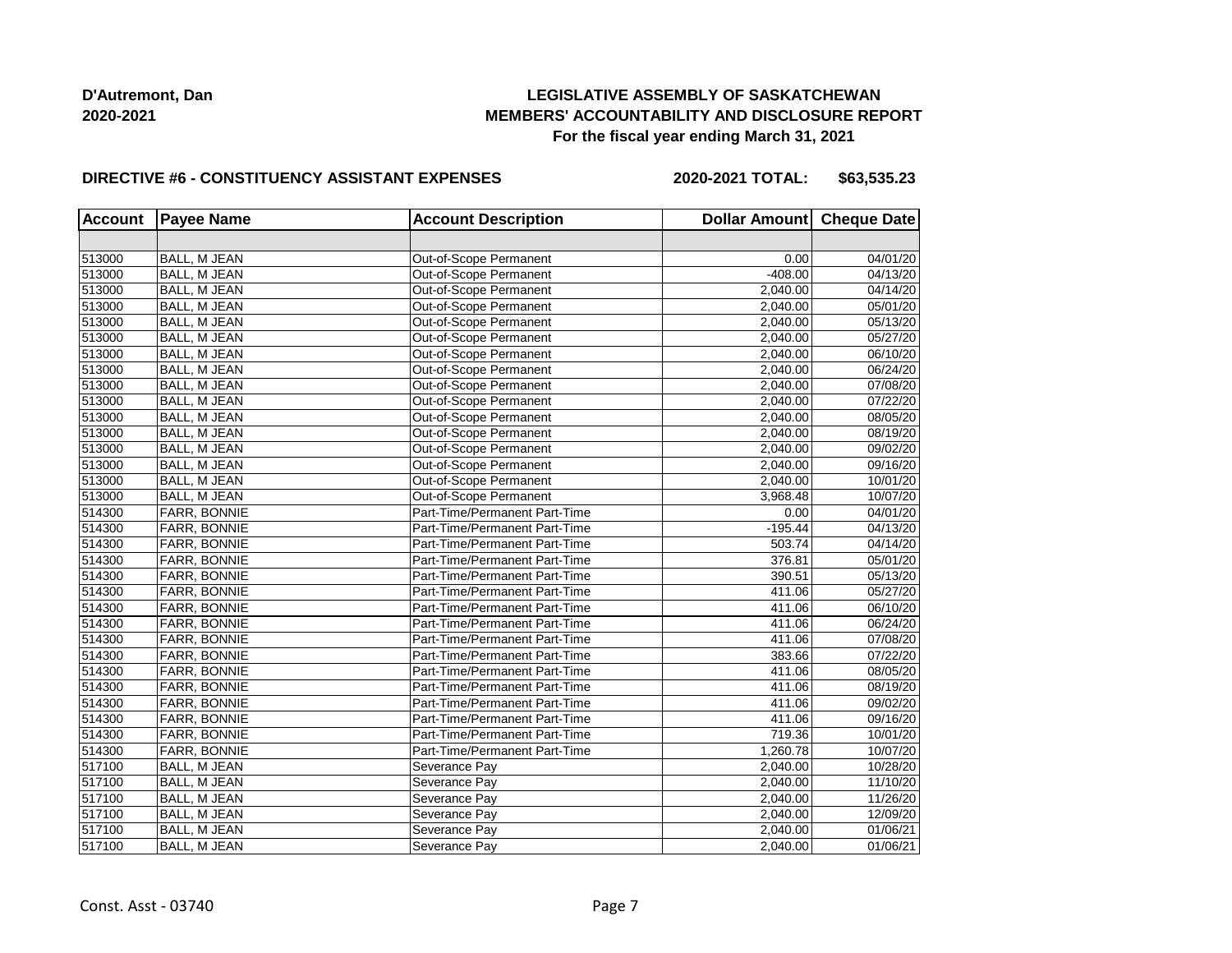**D'Autremont, Dan**
**2020-2021**

# LEGISLATIVE ASSEMBLY OF SASKATCHEWAN
## MEMBERS' ACCOUNTABILITY AND DISCLOSURE REPORT
### For the fiscal year ending March 31, 2021

**DIRECTIVE #6 - CONSTITUENCY ASSISTANT EXPENSES** **2020-2021 TOTAL: $63,535.23**

| Account | Payee Name | Account Description | Dollar Amount | Cheque Date |
|---|---|---|---|---|
| | | | | |
| 513000 | BALL, M JEAN | Out-of-Scope Permanent | 0.00 | 04/01/20 |
| 513000 | BALL, M JEAN | Out-of-Scope Permanent | -408.00 | 04/13/20 |
| 513000 | BALL, M JEAN | Out-of-Scope Permanent | 2,040.00 | 04/14/20 |
| 513000 | BALL, M JEAN | Out-of-Scope Permanent | 2,040.00 | 05/01/20 |
| 513000 | BALL, M JEAN | Out-of-Scope Permanent | 2,040.00 | 05/13/20 |
| 513000 | BALL, M JEAN | Out-of-Scope Permanent | 2,040.00 | 05/27/20 |
| 513000 | BALL, M JEAN | Out-of-Scope Permanent | 2,040.00 | 06/10/20 |
| 513000 | BALL, M JEAN | Out-of-Scope Permanent | 2,040.00 | 06/24/20 |
| 513000 | BALL, M JEAN | Out-of-Scope Permanent | 2,040.00 | 07/08/20 |
| 513000 | BALL, M JEAN | Out-of-Scope Permanent | 2,040.00 | 07/22/20 |
| 513000 | BALL, M JEAN | Out-of-Scope Permanent | 2,040.00 | 08/05/20 |
| 513000 | BALL, M JEAN | Out-of-Scope Permanent | 2,040.00 | 08/19/20 |
| 513000 | BALL, M JEAN | Out-of-Scope Permanent | 2,040.00 | 09/02/20 |
| 513000 | BALL, M JEAN | Out-of-Scope Permanent | 2,040.00 | 09/16/20 |
| 513000 | BALL, M JEAN | Out-of-Scope Permanent | 2,040.00 | 10/01/20 |
| 513000 | BALL, M JEAN | Out-of-Scope Permanent | 3,968.48 | 10/07/20 |
| 514300 | FARR, BONNIE | Part-Time/Permanent Part-Time | 0.00 | 04/01/20 |
| 514300 | FARR, BONNIE | Part-Time/Permanent Part-Time | -195.44 | 04/13/20 |
| 514300 | FARR, BONNIE | Part-Time/Permanent Part-Time | 503.74 | 04/14/20 |
| 514300 | FARR, BONNIE | Part-Time/Permanent Part-Time | 376.81 | 05/01/20 |
| 514300 | FARR, BONNIE | Part-Time/Permanent Part-Time | 390.51 | 05/13/20 |
| 514300 | FARR, BONNIE | Part-Time/Permanent Part-Time | 411.06 | 05/27/20 |
| 514300 | FARR, BONNIE | Part-Time/Permanent Part-Time | 411.06 | 06/10/20 |
| 514300 | FARR, BONNIE | Part-Time/Permanent Part-Time | 411.06 | 06/24/20 |
| 514300 | FARR, BONNIE | Part-Time/Permanent Part-Time | 411.06 | 07/08/20 |
| 514300 | FARR, BONNIE | Part-Time/Permanent Part-Time | 383.66 | 07/22/20 |
| 514300 | FARR, BONNIE | Part-Time/Permanent Part-Time | 411.06 | 08/05/20 |
| 514300 | FARR, BONNIE | Part-Time/Permanent Part-Time | 411.06 | 08/19/20 |
| 514300 | FARR, BONNIE | Part-Time/Permanent Part-Time | 411.06 | 09/02/20 |
| 514300 | FARR, BONNIE | Part-Time/Permanent Part-Time | 411.06 | 09/16/20 |
| 514300 | FARR, BONNIE | Part-Time/Permanent Part-Time | 719.36 | 10/01/20 |
| 514300 | FARR, BONNIE | Part-Time/Permanent Part-Time | 1,260.78 | 10/07/20 |
| 517100 | BALL, M JEAN | Severance Pay | 2,040.00 | 10/28/20 |
| 517100 | BALL, M JEAN | Severance Pay | 2,040.00 | 11/10/20 |
| 517100 | BALL, M JEAN | Severance Pay | 2,040.00 | 11/26/20 |
| 517100 | BALL, M JEAN | Severance Pay | 2,040.00 | 12/09/20 |
| 517100 | BALL, M JEAN | Severance Pay | 2,040.00 | 01/06/21 |
| 517100 | BALL, M JEAN | Severance Pay | 2,040.00 | 01/06/21 |

Const. Asst - 03740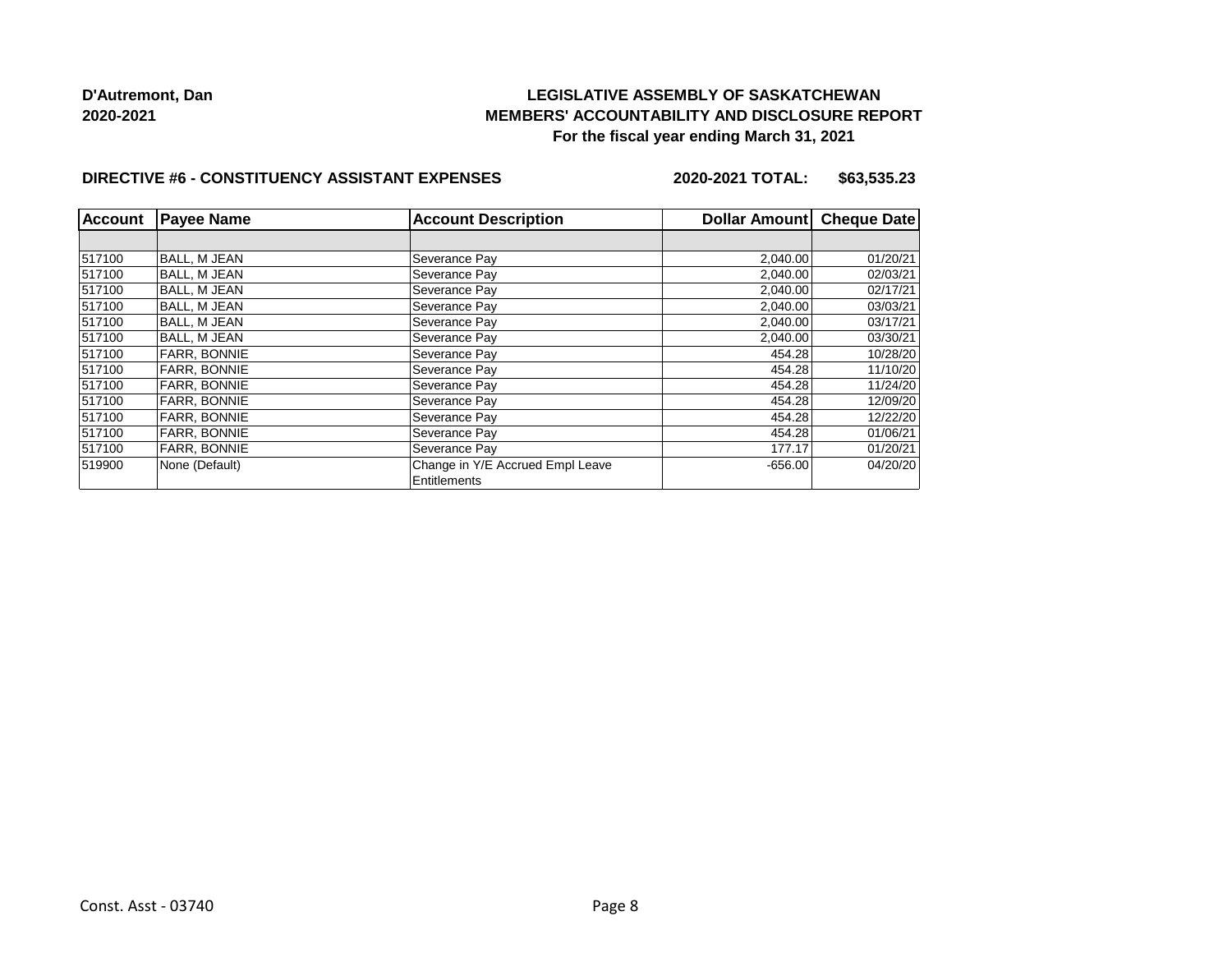**D'Autremont, Dan**
**2020-2021**

**LEGISLATIVE ASSEMBLY OF SASKATCHEWAN**
**MEMBERS' ACCOUNTABILITY AND DISCLOSURE REPORT**
**For the fiscal year ending March 31, 2021**

**DIRECTIVE #6 - CONSTITUENCY ASSISTANT EXPENSES** **2020-2021 TOTAL: $63,535.23**

| Account | Payee Name | Account Description | Dollar Amount | Cheque Date |
|---|---|---|---|---|
| | | | | |
| 517100 | BALL, M JEAN | Severance Pay | 2,040.00 | 01/20/21 |
| 517100 | BALL, M JEAN | Severance Pay | 2,040.00 | 02/03/21 |
| 517100 | BALL, M JEAN | Severance Pay | 2,040.00 | 02/17/21 |
| 517100 | BALL, M JEAN | Severance Pay | 2,040.00 | 03/03/21 |
| 517100 | BALL, M JEAN | Severance Pay | 2,040.00 | 03/17/21 |
| 517100 | BALL, M JEAN | Severance Pay | 2,040.00 | 03/30/21 |
| 517100 | FARR, BONNIE | Severance Pay | 454.28 | 10/28/20 |
| 517100 | FARR, BONNIE | Severance Pay | 454.28 | 11/10/20 |
| 517100 | FARR, BONNIE | Severance Pay | 454.28 | 11/24/20 |
| 517100 | FARR, BONNIE | Severance Pay | 454.28 | 12/09/20 |
| 517100 | FARR, BONNIE | Severance Pay | 454.28 | 12/22/20 |
| 517100 | FARR, BONNIE | Severance Pay | 454.28 | 01/06/21 |
| 517100 | FARR, BONNIE | Severance Pay | 177.17 | 01/20/21 |
| 519900 | None (Default) | Change in Y/E Accrued Empl Leave Entitlements | -656.00 | 04/20/20 |

Const. Asst - 03740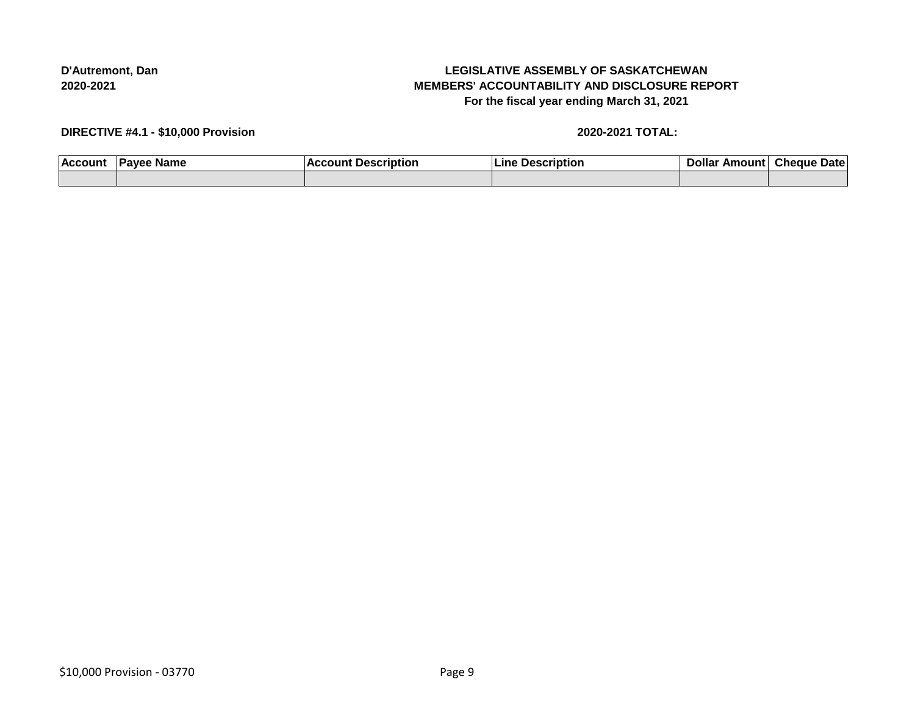**D'Autremont, Dan**
**2020-2021**

**LEGISLATIVE ASSEMBLY OF SASKATCHEWAN**
**MEMBERS' ACCOUNTABILITY AND DISCLOSURE REPORT**
**For the fiscal year ending March 31, 2021**

**DIRECTIVE #4.1 - $10,000 Provision**

**2020-2021 TOTAL:**

| Account | Payee Name | Account Description | Line Description | Dollar Amount | Cheque Date |
|---|---|---|---|---|---|
| | | | | | |

$10,000 Provision - 03770